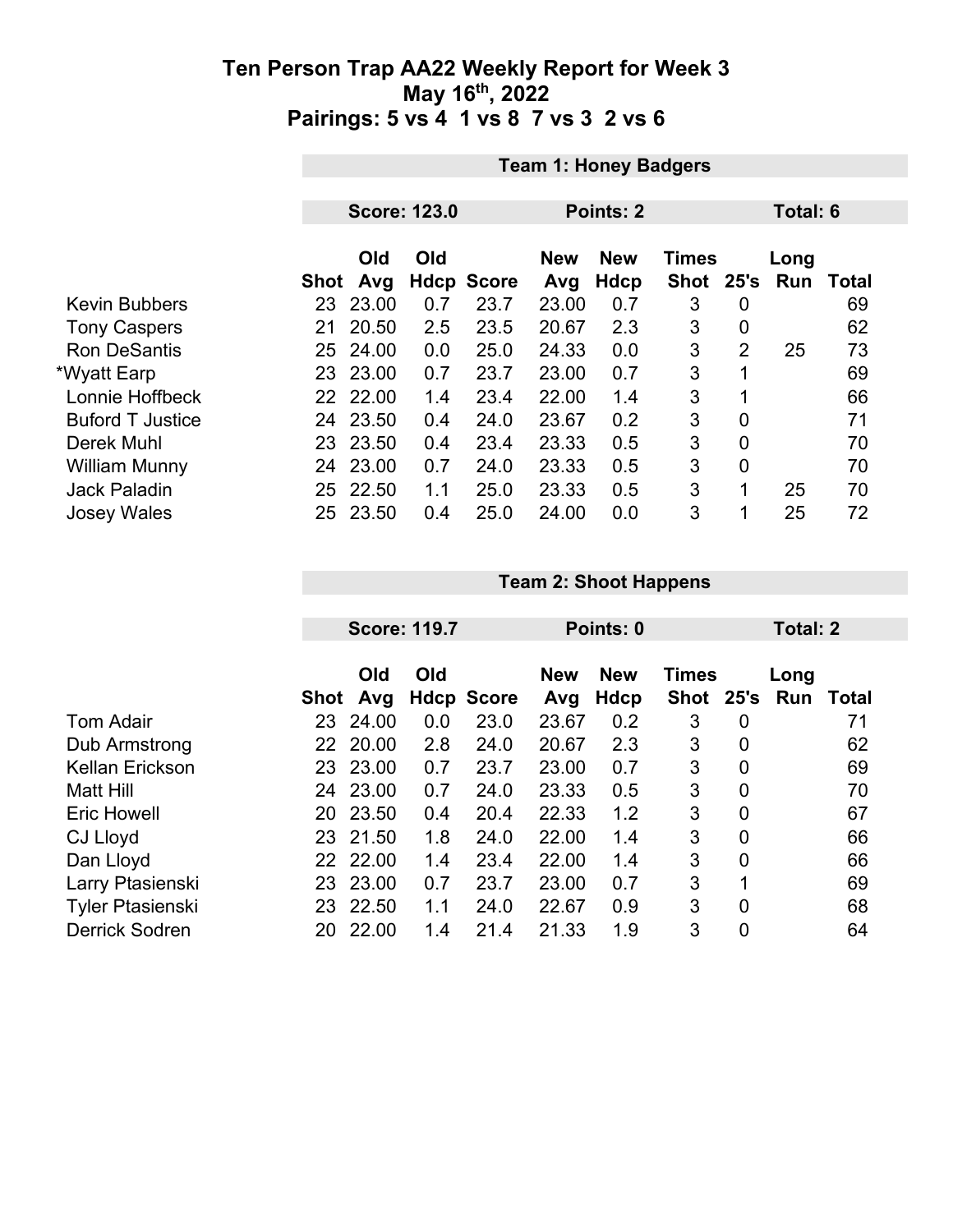# Ten Person Trap AA22 Weekly Report for Week 3
## May 16th, 2022
## Pairings: 5 vs 4 1 vs 8 7 vs 3 2 vs 6

### Team 1: Honey Badgers

**Score: 123.0** | **Points: 2** | **Total: 6**

| | Shot | Old Avg | Old Hdcp | Score | New Avg | New Hdcp | Times Shot | 25's | Long Run | Total |
|---|---|---|---|---|---|---|---|---|---|---|
| Kevin Bubbers | 23 | 23.00 | 0.7 | 23.7 | 23.00 | 0.7 | 3 | 0 | | 69 |
| Tony Caspers | 21 | 20.50 | 2.5 | 23.5 | 20.67 | 2.3 | 3 | 0 | | 62 |
| Ron DeSantis | 25 | 24.00 | 0.0 | 25.0 | 24.33 | 0.0 | 3 | 2 | 25 | 73 |
| *Wyatt Earp | 23 | 23.00 | 0.7 | 23.7 | 23.00 | 0.7 | 3 | 1 | | 69 |
| Lonnie Hoffbeck | 22 | 22.00 | 1.4 | 23.4 | 22.00 | 1.4 | 3 | 1 | | 66 |
| Buford T Justice | 24 | 23.50 | 0.4 | 24.0 | 23.67 | 0.2 | 3 | 0 | | 71 |
| Derek Muhl | 23 | 23.50 | 0.4 | 23.4 | 23.33 | 0.5 | 3 | 0 | | 70 |
| William Munny | 24 | 23.00 | 0.7 | 24.0 | 23.33 | 0.5 | 3 | 0 | | 70 |
| Jack Paladin | 25 | 22.50 | 1.1 | 25.0 | 23.33 | 0.5 | 3 | 1 | 25 | 70 |
| Josey Wales | 25 | 23.50 | 0.4 | 25.0 | 24.00 | 0.0 | 3 | 1 | 25 | 72 |

### Team 2: Shoot Happens

**Score: 119.7** | **Points: 0** | **Total: 2**

| | Shot | Old Avg | Old Hdcp | Score | New Avg | New Hdcp | Times Shot | 25's | Long Run | Total |
|---|---|---|---|---|---|---|---|---|---|---|
| Tom Adair | 23 | 24.00 | 0.0 | 23.0 | 23.67 | 0.2 | 3 | 0 | | 71 |
| Dub Armstrong | 22 | 20.00 | 2.8 | 24.0 | 20.67 | 2.3 | 3 | 0 | | 62 |
| Kellan Erickson | 23 | 23.00 | 0.7 | 23.7 | 23.00 | 0.7 | 3 | 0 | | 69 |
| Matt Hill | 24 | 23.00 | 0.7 | 24.0 | 23.33 | 0.5 | 3 | 0 | | 70 |
| Eric Howell | 20 | 23.50 | 0.4 | 20.4 | 22.33 | 1.2 | 3 | 0 | | 67 |
| CJ Lloyd | 23 | 21.50 | 1.8 | 24.0 | 22.00 | 1.4 | 3 | 0 | | 66 |
| Dan Lloyd | 22 | 22.00 | 1.4 | 23.4 | 22.00 | 1.4 | 3 | 0 | | 66 |
| Larry Ptasienski | 23 | 23.00 | 0.7 | 23.7 | 23.00 | 0.7 | 3 | 1 | | 69 |
| Tyler Ptasienski | 23 | 22.50 | 1.1 | 24.0 | 22.67 | 0.9 | 3 | 0 | | 68 |
| Derrick Sodren | 20 | 22.00 | 1.4 | 21.4 | 21.33 | 1.9 | 3 | 0 | | 64 |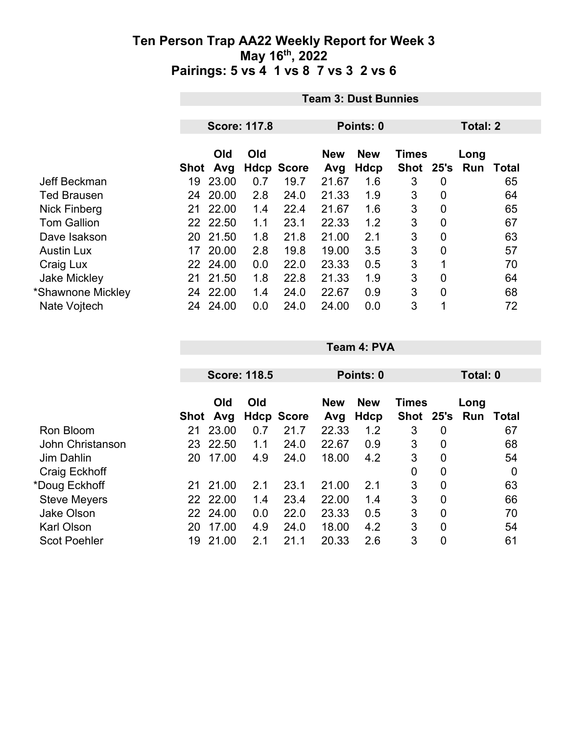# Ten Person Trap AA22 Weekly Report for Week 3
## May 16th, 2022
## Pairings: 5 vs 4 1 vs 8 7 vs 3 2 vs 6

| | Team 3: Dust Bunnies | | | | | | | | | |
|---|---|---|---|---|---|---|---|---|---|---|
| | Score: 117.8 | | | | Points: 0 | | | Total: 2 | | |
| | Shot | Old Avg | Old Hdcp | Score | New Avg | New Hdcp | Times Shot | 25's | Long Run | Total |
| Jeff Beckman | 19 | 23.00 | 0.7 | 19.7 | 21.67 | 1.6 | 3 | 0 | | 65 |
| Ted Brausen | 24 | 20.00 | 2.8 | 24.0 | 21.33 | 1.9 | 3 | 0 | | 64 |
| Nick Finberg | 21 | 22.00 | 1.4 | 22.4 | 21.67 | 1.6 | 3 | 0 | | 65 |
| Tom Gallion | 22 | 22.50 | 1.1 | 23.1 | 22.33 | 1.2 | 3 | 0 | | 67 |
| Dave Isakson | 20 | 21.50 | 1.8 | 21.8 | 21.00 | 2.1 | 3 | 0 | | 63 |
| Austin Lux | 17 | 20.00 | 2.8 | 19.8 | 19.00 | 3.5 | 3 | 0 | | 57 |
| Craig Lux | 22 | 24.00 | 0.0 | 22.0 | 23.33 | 0.5 | 3 | 1 | | 70 |
| Jake Mickley | 21 | 21.50 | 1.8 | 22.8 | 21.33 | 1.9 | 3 | 0 | | 64 |
| *Shawnone Mickley | 24 | 22.00 | 1.4 | 24.0 | 22.67 | 0.9 | 3 | 0 | | 68 |
| Nate Vojtech | 24 | 24.00 | 0.0 | 24.0 | 24.00 | 0.0 | 3 | 1 | | 72 |

| | Team 4: PVA | | | | | | | | | |
|---|---|---|---|---|---|---|---|---|---|---|
| | Score: 118.5 | | | | Points: 0 | | | Total: 0 | | |
| | Shot | Old Avg | Old Hdcp | Score | New Avg | New Hdcp | Times Shot | 25's | Long Run | Total |
| Ron Bloom | 21 | 23.00 | 0.7 | 21.7 | 22.33 | 1.2 | 3 | 0 | | 67 |
| John Christanson | 23 | 22.50 | 1.1 | 24.0 | 22.67 | 0.9 | 3 | 0 | | 68 |
| Jim Dahlin | 20 | 17.00 | 4.9 | 24.0 | 18.00 | 4.2 | 3 | 0 | | 54 |
| Craig Eckhoff | | | | | | | 0 | 0 | | 0 |
| *Doug Eckhoff | 21 | 21.00 | 2.1 | 23.1 | 21.00 | 2.1 | 3 | 0 | | 63 |
| Steve Meyers | 22 | 22.00 | 1.4 | 23.4 | 22.00 | 1.4 | 3 | 0 | | 66 |
| Jake Olson | 22 | 24.00 | 0.0 | 22.0 | 23.33 | 0.5 | 3 | 0 | | 70 |
| Karl Olson | 20 | 17.00 | 4.9 | 24.0 | 18.00 | 4.2 | 3 | 0 | | 54 |
| Scot Poehler | 19 | 21.00 | 2.1 | 21.1 | 20.33 | 2.6 | 3 | 0 | | 61 |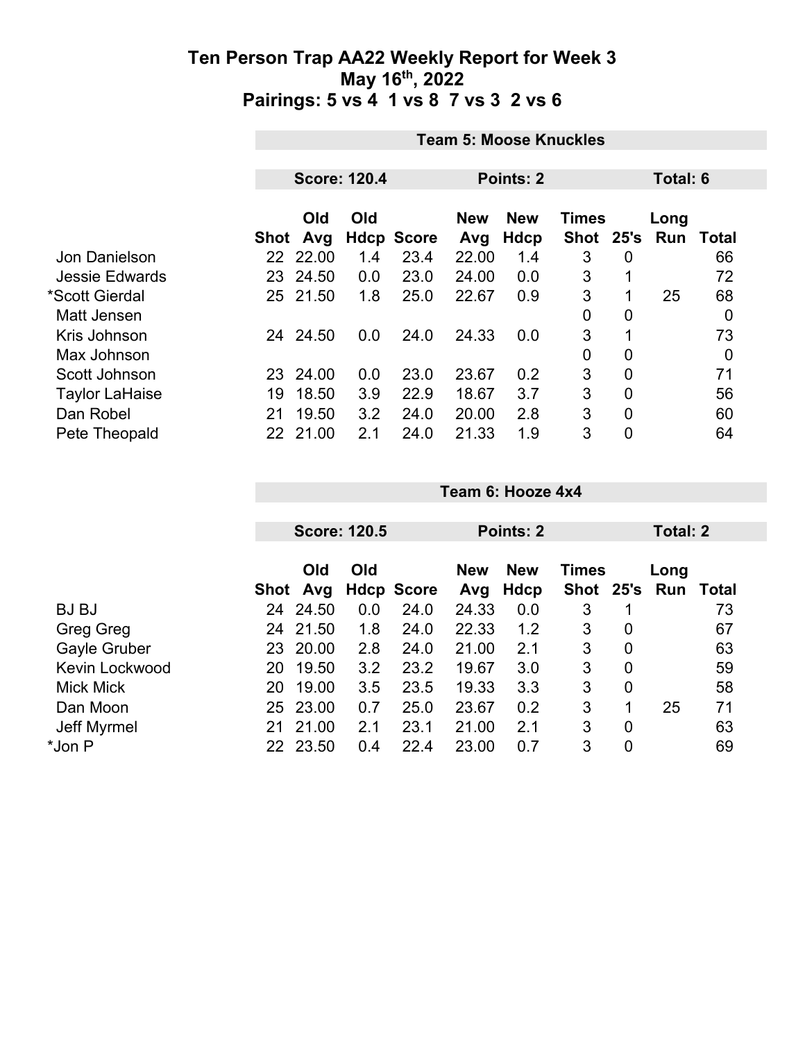# Ten Person Trap AA22 Weekly Report for Week 3

## May 16th, 2022

## Pairings: 5 vs 4 1 vs 8 7 vs 3 2 vs 6

| | Team 5: Moose Knuckles | | | | | | | | | |
|---|---|---|---|---|---|---|---|---|---|---|
| | Score: 120.4 | | | | Points: 2 | | | Total: 6 | | |
| | Shot | Old Avg | Old Hdcp | Score | New Avg | New Hdcp | Times Shot | 25's | Long Run | Total |
| Jon Danielson | 22 | 22.00 | 1.4 | 23.4 | 22.00 | 1.4 | 3 | 0 | | 66 |
| Jessie Edwards | 23 | 24.50 | 0.0 | 23.0 | 24.00 | 0.0 | 3 | 1 | | 72 |
| *Scott Gierdal | 25 | 21.50 | 1.8 | 25.0 | 22.67 | 0.9 | 3 | 1 | 25 | 68 |
| Matt Jensen | | | | | | | 0 | 0 | | 0 |
| Kris Johnson | 24 | 24.50 | 0.0 | 24.0 | 24.33 | 0.0 | 3 | 1 | | 73 |
| Max Johnson | | | | | | | 0 | 0 | | 0 |
| Scott Johnson | 23 | 24.00 | 0.0 | 23.0 | 23.67 | 0.2 | 3 | 0 | | 71 |
| Taylor LaHaise | 19 | 18.50 | 3.9 | 22.9 | 18.67 | 3.7 | 3 | 0 | | 56 |
| Dan Robel | 21 | 19.50 | 3.2 | 24.0 | 20.00 | 2.8 | 3 | 0 | | 60 |
| Pete Theopald | 22 | 21.00 | 2.1 | 24.0 | 21.33 | 1.9 | 3 | 0 | | 64 |

| | Team 6: Hooze 4x4 | | | | | | | | | |
|---|---|---|---|---|---|---|---|---|---|---|
| | Score: 120.5 | | | | Points: 2 | | | Total: 2 | | |
| | Shot | Old Avg | Old Hdcp | Score | New Avg | New Hdcp | Times Shot | 25's | Long Run | Total |
| BJ BJ | 24 | 24.50 | 0.0 | 24.0 | 24.33 | 0.0 | 3 | 1 | | 73 |
| Greg Greg | 24 | 21.50 | 1.8 | 24.0 | 22.33 | 1.2 | 3 | 0 | | 67 |
| Gayle Gruber | 23 | 20.00 | 2.8 | 24.0 | 21.00 | 2.1 | 3 | 0 | | 63 |
| Kevin Lockwood | 20 | 19.50 | 3.2 | 23.2 | 19.67 | 3.0 | 3 | 0 | | 59 |
| Mick Mick | 20 | 19.00 | 3.5 | 23.5 | 19.33 | 3.3 | 3 | 0 | | 58 |
| Dan Moon | 25 | 23.00 | 0.7 | 25.0 | 23.67 | 0.2 | 3 | 1 | 25 | 71 |
| Jeff Myrmel | 21 | 21.00 | 2.1 | 23.1 | 21.00 | 2.1 | 3 | 0 | | 63 |
| *Jon P | 22 | 23.50 | 0.4 | 22.4 | 23.00 | 0.7 | 3 | 0 | | 69 |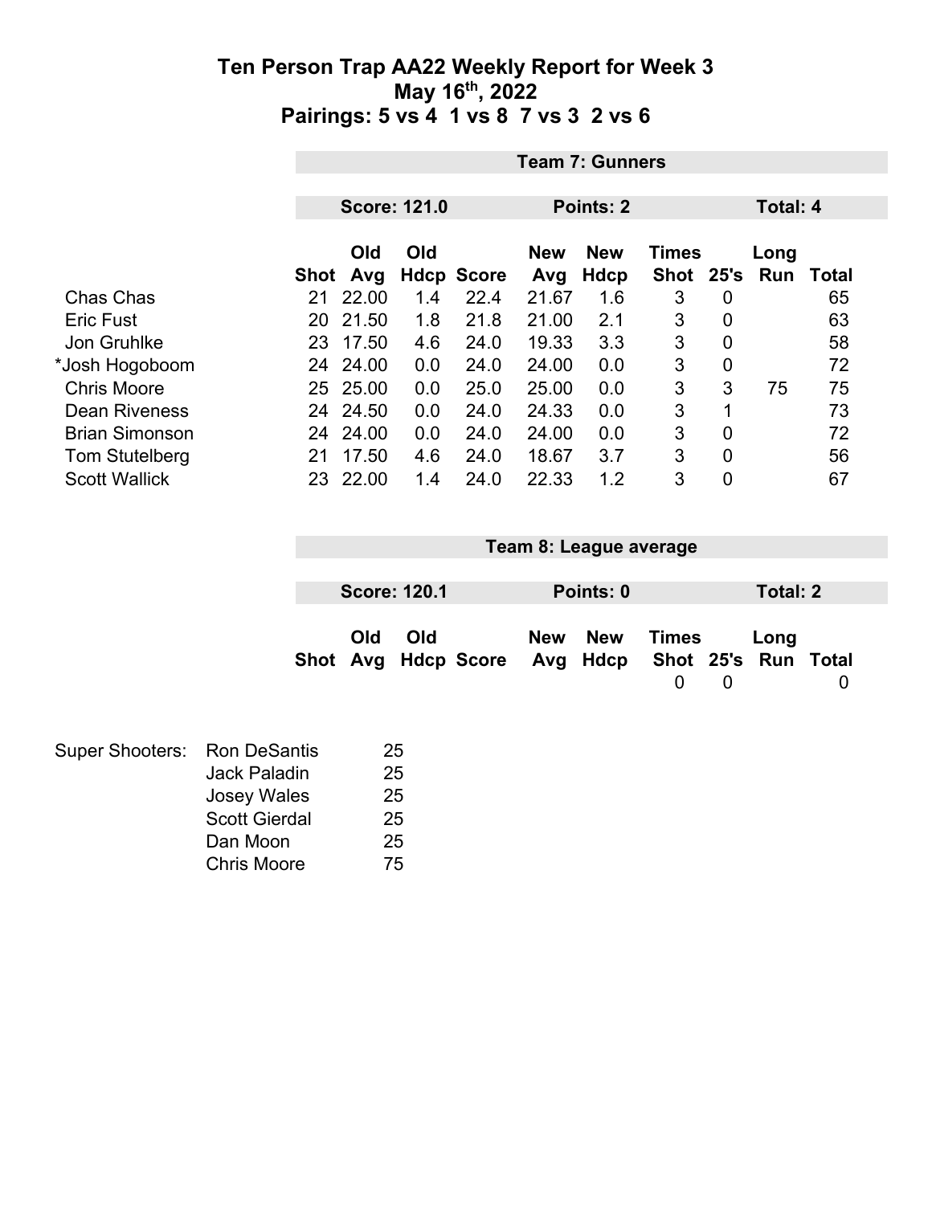# Ten Person Trap AA22 Weekly Report for Week 3

## May 16th, 2022

## Pairings: 5 vs 4 1 vs 8 7 vs 3 2 vs 6

### Team 7: Gunners

**Score: 121.0** **Points: 2** **Total: 4**

| | Shot | Old Avg | Old Hdcp | Score | New Avg | New Hdcp | Times Shot | 25's | Long Run | Total |
|---|---|---|---|---|---|---|---|---|---|---|
| Chas Chas | 21 | 22.00 | 1.4 | 22.4 | 21.67 | 1.6 | 3 | 0 | | 65 |
| Eric Fust | 20 | 21.50 | 1.8 | 21.8 | 21.00 | 2.1 | 3 | 0 | | 63 |
| Jon Gruhlke | 23 | 17.50 | 4.6 | 24.0 | 19.33 | 3.3 | 3 | 0 | | 58 |
| *Josh Hogoboom | 24 | 24.00 | 0.0 | 24.0 | 24.00 | 0.0 | 3 | 0 | | 72 |
| Chris Moore | 25 | 25.00 | 0.0 | 25.0 | 25.00 | 0.0 | 3 | 3 | 75 | 75 |
| Dean Riveness | 24 | 24.50 | 0.0 | 24.0 | 24.33 | 0.0 | 3 | 1 | | 73 |
| Brian Simonson | 24 | 24.00 | 0.0 | 24.0 | 24.00 | 0.0 | 3 | 0 | | 72 |
| Tom Stutelberg | 21 | 17.50 | 4.6 | 24.0 | 18.67 | 3.7 | 3 | 0 | | 56 |
| Scott Wallick | 23 | 22.00 | 1.4 | 24.0 | 22.33 | 1.2 | 3 | 0 | | 67 |

### Team 8: League average

**Score: 120.1** **Points: 0** **Total: 2**

| | Shot | Old Avg | Old Hdcp | Score | New Avg | New Hdcp | Times Shot | 25's | Long Run | Total |
|---|---|---|---|---|---|---|---|---|---|---|
| | | | | | | | 0 | 0 | | 0 |

| Super Shooters: | | |
|---|---|---|
| | Ron DeSantis | 25 |
| | Jack Paladin | 25 |
| | Josey Wales | 25 |
| | Scott Gierdal | 25 |
| | Dan Moon | 25 |
| | Chris Moore | 75 |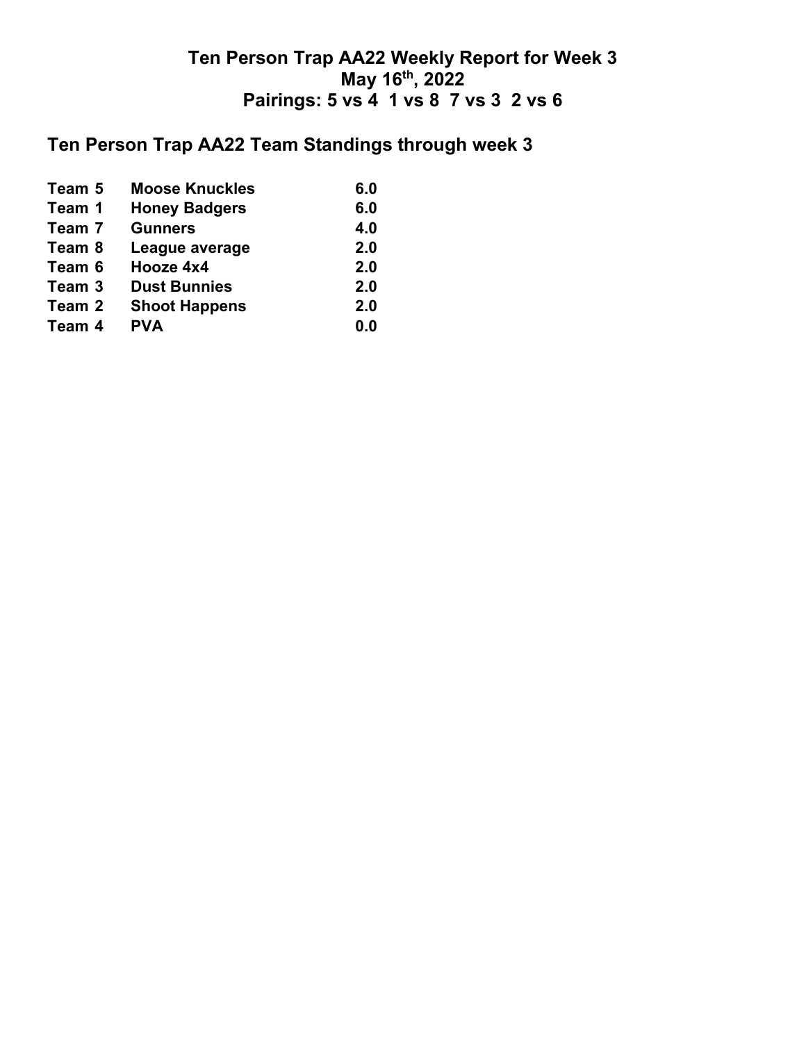# Ten Person Trap AA22 Weekly Report for Week 3
# May 16th, 2022
# Pairings: 5 vs 4 1 vs 8 7 vs 3 2 vs 6

## Ten Person Trap AA22 Team Standings through week 3

| | | |
|---|---|---|
| **Team 5** | **Moose Knuckles** | **6.0** |
| **Team 1** | **Honey Badgers** | **6.0** |
| **Team 7** | **Gunners** | **4.0** |
| **Team 8** | **League average** | **2.0** |
| **Team 6** | **Hooze 4x4** | **2.0** |
| **Team 3** | **Dust Bunnies** | **2.0** |
| **Team 2** | **Shoot Happens** | **2.0** |
| **Team 4** | **PVA** | **0.0** |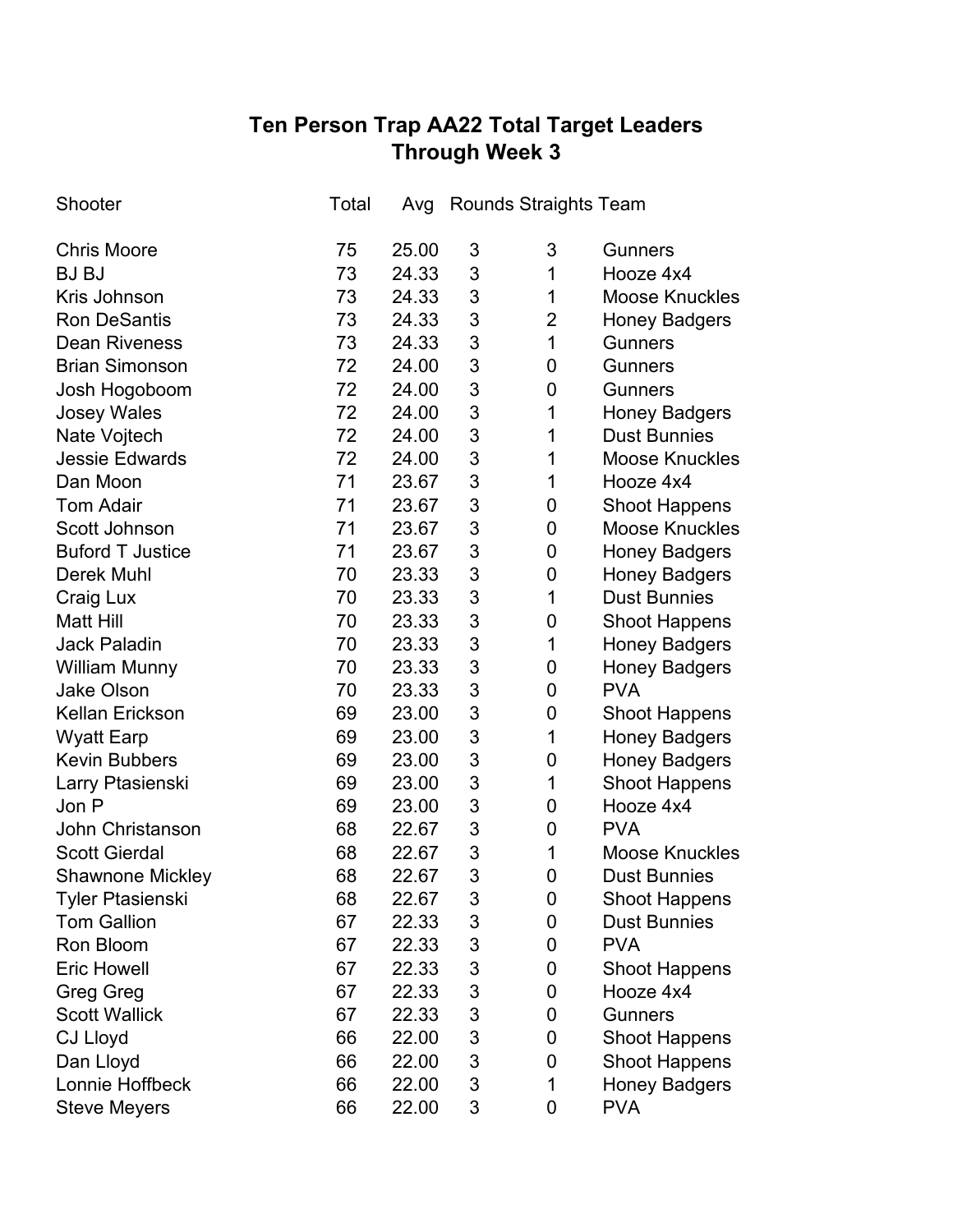## Ten Person Trap AA22 Total Target Leaders
## Through Week 3

| Shooter | Total | Avg | Rounds | Straights | Team |
|---|---|---|---|---|---|
| Chris Moore | 75 | 25.00 | 3 | 3 | Gunners |
| BJ BJ | 73 | 24.33 | 3 | 1 | Hooze 4x4 |
| Kris Johnson | 73 | 24.33 | 3 | 1 | Moose Knuckles |
| Ron DeSantis | 73 | 24.33 | 3 | 2 | Honey Badgers |
| Dean Riveness | 73 | 24.33 | 3 | 1 | Gunners |
| Brian Simonson | 72 | 24.00 | 3 | 0 | Gunners |
| Josh Hogoboom | 72 | 24.00 | 3 | 0 | Gunners |
| Josey Wales | 72 | 24.00 | 3 | 1 | Honey Badgers |
| Nate Vojtech | 72 | 24.00 | 3 | 1 | Dust Bunnies |
| Jessie Edwards | 72 | 24.00 | 3 | 1 | Moose Knuckles |
| Dan Moon | 71 | 23.67 | 3 | 1 | Hooze 4x4 |
| Tom Adair | 71 | 23.67 | 3 | 0 | Shoot Happens |
| Scott Johnson | 71 | 23.67 | 3 | 0 | Moose Knuckles |
| Buford T Justice | 71 | 23.67 | 3 | 0 | Honey Badgers |
| Derek Muhl | 70 | 23.33 | 3 | 0 | Honey Badgers |
| Craig Lux | 70 | 23.33 | 3 | 1 | Dust Bunnies |
| Matt Hill | 70 | 23.33 | 3 | 0 | Shoot Happens |
| Jack Paladin | 70 | 23.33 | 3 | 1 | Honey Badgers |
| William Munny | 70 | 23.33 | 3 | 0 | Honey Badgers |
| Jake Olson | 70 | 23.33 | 3 | 0 | PVA |
| Kellan Erickson | 69 | 23.00 | 3 | 0 | Shoot Happens |
| Wyatt Earp | 69 | 23.00 | 3 | 1 | Honey Badgers |
| Kevin Bubbers | 69 | 23.00 | 3 | 0 | Honey Badgers |
| Larry Ptasienski | 69 | 23.00 | 3 | 1 | Shoot Happens |
| Jon P | 69 | 23.00 | 3 | 0 | Hooze 4x4 |
| John Christanson | 68 | 22.67 | 3 | 0 | PVA |
| Scott Gierdal | 68 | 22.67 | 3 | 1 | Moose Knuckles |
| Shawnone Mickley | 68 | 22.67 | 3 | 0 | Dust Bunnies |
| Tyler Ptasienski | 68 | 22.67 | 3 | 0 | Shoot Happens |
| Tom Gallion | 67 | 22.33 | 3 | 0 | Dust Bunnies |
| Ron Bloom | 67 | 22.33 | 3 | 0 | PVA |
| Eric Howell | 67 | 22.33 | 3 | 0 | Shoot Happens |
| Greg Greg | 67 | 22.33 | 3 | 0 | Hooze 4x4 |
| Scott Wallick | 67 | 22.33 | 3 | 0 | Gunners |
| CJ Lloyd | 66 | 22.00 | 3 | 0 | Shoot Happens |
| Dan Lloyd | 66 | 22.00 | 3 | 0 | Shoot Happens |
| Lonnie Hoffbeck | 66 | 22.00 | 3 | 1 | Honey Badgers |
| Steve Meyers | 66 | 22.00 | 3 | 0 | PVA |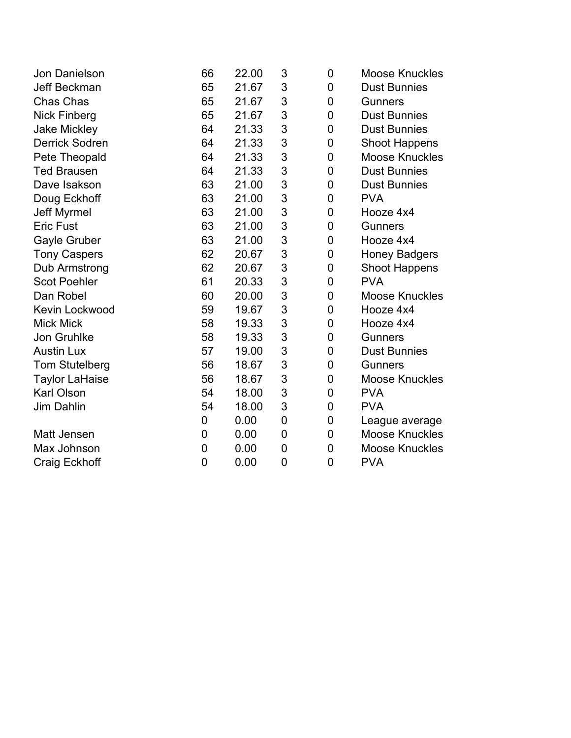| | | | | | |
|---|---|---|---|---|---|
| Jon Danielson | 66 | 22.00 | 3 | 0 | Moose Knuckles |
| Jeff Beckman | 65 | 21.67 | 3 | 0 | Dust Bunnies |
| Chas Chas | 65 | 21.67 | 3 | 0 | Gunners |
| Nick Finberg | 65 | 21.67 | 3 | 0 | Dust Bunnies |
| Jake Mickley | 64 | 21.33 | 3 | 0 | Dust Bunnies |
| Derrick Sodren | 64 | 21.33 | 3 | 0 | Shoot Happens |
| Pete Theopald | 64 | 21.33 | 3 | 0 | Moose Knuckles |
| Ted Brausen | 64 | 21.33 | 3 | 0 | Dust Bunnies |
| Dave Isakson | 63 | 21.00 | 3 | 0 | Dust Bunnies |
| Doug Eckhoff | 63 | 21.00 | 3 | 0 | PVA |
| Jeff Myrmel | 63 | 21.00 | 3 | 0 | Hooze 4x4 |
| Eric Fust | 63 | 21.00 | 3 | 0 | Gunners |
| Gayle Gruber | 63 | 21.00 | 3 | 0 | Hooze 4x4 |
| Tony Caspers | 62 | 20.67 | 3 | 0 | Honey Badgers |
| Dub Armstrong | 62 | 20.67 | 3 | 0 | Shoot Happens |
| Scot Poehler | 61 | 20.33 | 3 | 0 | PVA |
| Dan Robel | 60 | 20.00 | 3 | 0 | Moose Knuckles |
| Kevin Lockwood | 59 | 19.67 | 3 | 0 | Hooze 4x4 |
| Mick Mick | 58 | 19.33 | 3 | 0 | Hooze 4x4 |
| Jon Gruhlke | 58 | 19.33 | 3 | 0 | Gunners |
| Austin Lux | 57 | 19.00 | 3 | 0 | Dust Bunnies |
| Tom Stutelberg | 56 | 18.67 | 3 | 0 | Gunners |
| Taylor LaHaise | 56 | 18.67 | 3 | 0 | Moose Knuckles |
| Karl Olson | 54 | 18.00 | 3 | 0 | PVA |
| Jim Dahlin | 54 | 18.00 | 3 | 0 | PVA |
| | 0 | 0.00 | 0 | 0 | League average |
| Matt Jensen | 0 | 0.00 | 0 | 0 | Moose Knuckles |
| Max Johnson | 0 | 0.00 | 0 | 0 | Moose Knuckles |
| Craig Eckhoff | 0 | 0.00 | 0 | 0 | PVA |